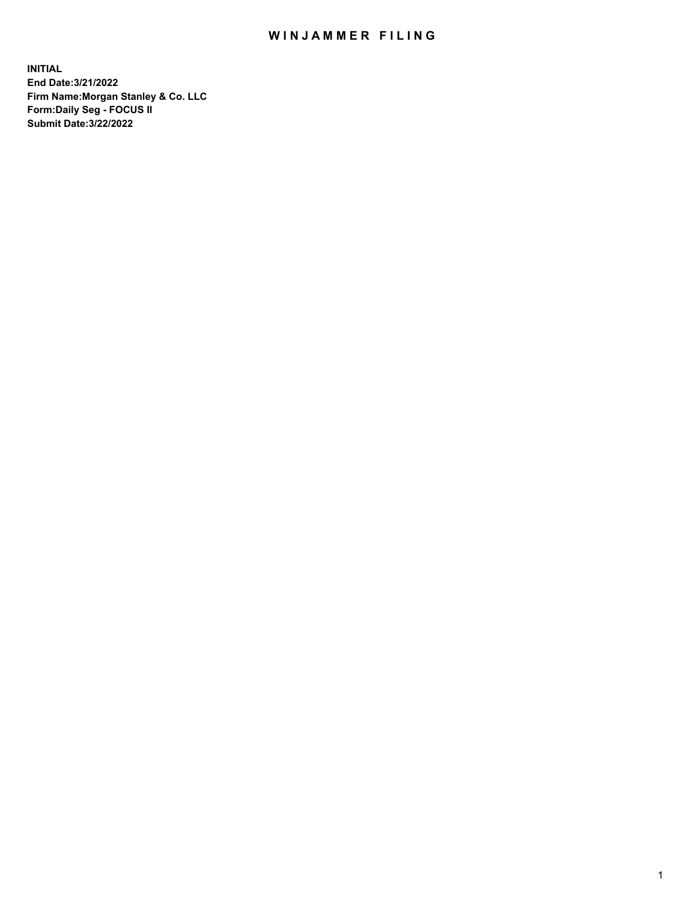# WINJAMMER FILING

**INITIAL**
**End Date:3/21/2022**
**Firm Name:Morgan Stanley & Co. LLC**
**Form:Daily Seg - FOCUS II**
**Submit Date:3/22/2022**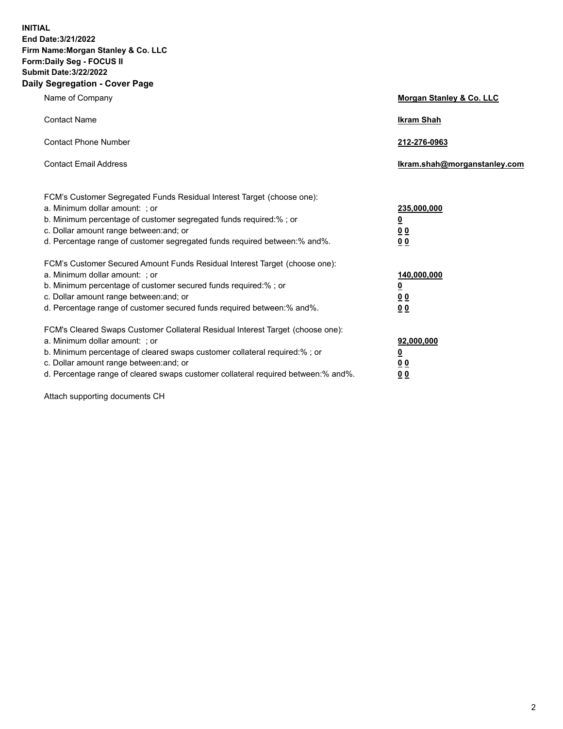**INITIAL**
**End Date:3/21/2022**
**Firm Name:Morgan Stanley & Co. LLC**
**Form:Daily Seg - FOCUS II**
**Submit Date:3/22/2022**

## Daily Segregation - Cover Page

| | |
|---|---|
| Name of Company | **Morgan Stanley & Co. LLC** |
| Contact Name | **Ikram Shah** |
| Contact Phone Number | **212-276-0963** |
| Contact Email Address | **Ikram.shah@morganstanley.com** |

| | |
|---|---|
| FCM's Customer Segregated Funds Residual Interest Target (choose one): | |
| a. Minimum dollar amount: ; or | **235,000,000** |
| b. Minimum percentage of customer segregated funds required:% ; or | **0** |
| c. Dollar amount range between:and; or | **0 0** |
| d. Percentage range of customer segregated funds required between:% and%. | **0 0** |
| FCM's Customer Secured Amount Funds Residual Interest Target (choose one): | |
| a. Minimum dollar amount: ; or | **140,000,000** |
| b. Minimum percentage of customer secured funds required:% ; or | **0** |
| c. Dollar amount range between:and; or | **0 0** |
| d. Percentage range of customer secured funds required between:% and%. | **0 0** |
| FCM's Cleared Swaps Customer Collateral Residual Interest Target (choose one): | |
| a. Minimum dollar amount: ; or | **92,000,000** |
| b. Minimum percentage of cleared swaps customer collateral required:% ; or | **0** |
| c. Dollar amount range between:and; or | **0 0** |
| d. Percentage range of cleared swaps customer collateral required between:% and%. | **0 0** |

Attach supporting documents CH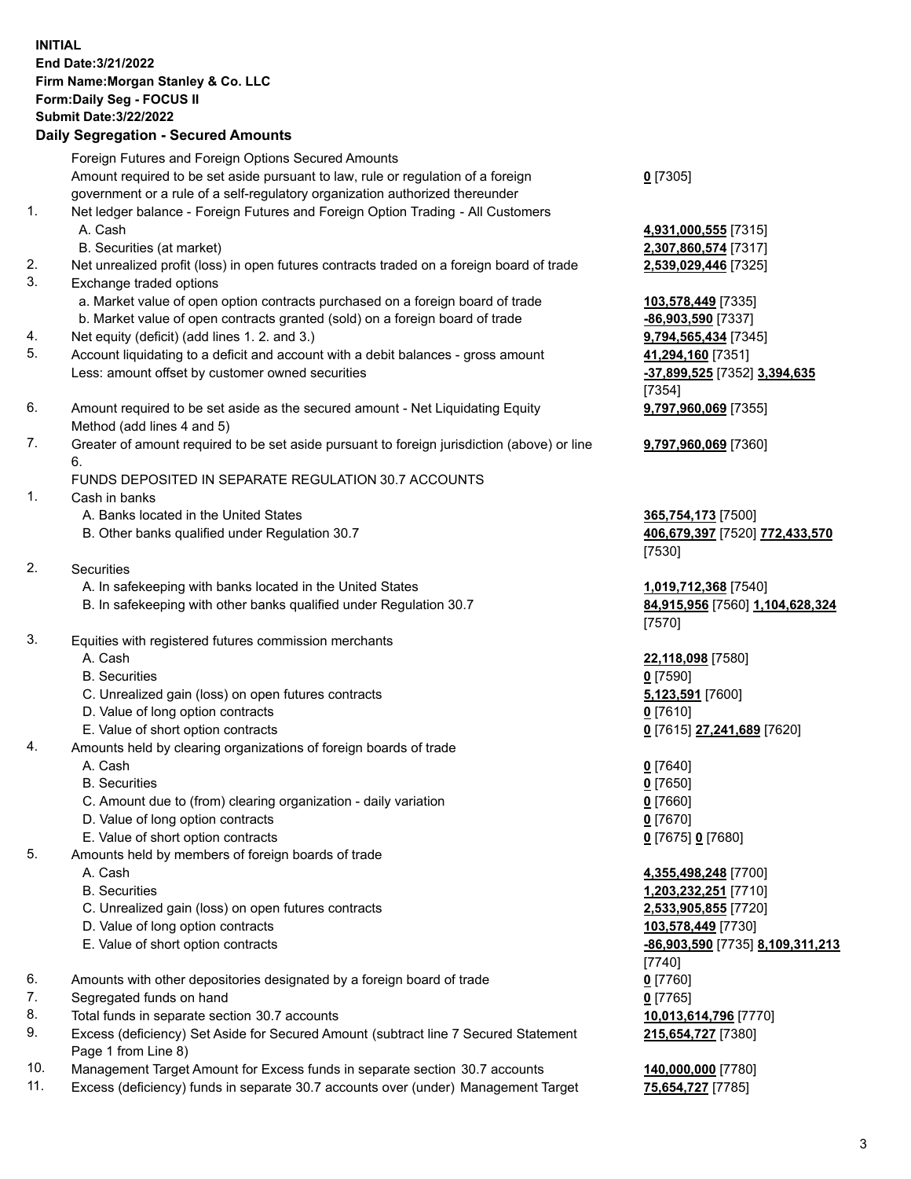**INITIAL**
**End Date:3/21/2022**
**Firm Name:Morgan Stanley & Co. LLC**
**Form:Daily Seg - FOCUS II**
**Submit Date:3/22/2022**

### Daily Segregation - Secured Amounts

| | | |
|---|---|---|
| | Foreign Futures and Foreign Options Secured Amounts | |
| | Amount required to be set aside pursuant to law, rule or regulation of a foreign government or a rule of a self-regulatory organization authorized thereunder | 0 [7305] |
| 1. | Net ledger balance - Foreign Futures and Foreign Option Trading - All Customers | |
| | A. Cash | 4,931,000,555 [7315] |
| | B. Securities (at market) | 2,307,860,574 [7317] |
| 2. | Net unrealized profit (loss) in open futures contracts traded on a foreign board of trade | 2,539,029,446 [7325] |
| 3. | Exchange traded options | |
| | a. Market value of open option contracts purchased on a foreign board of trade | 103,578,449 [7335] |
| | b. Market value of open contracts granted (sold) on a foreign board of trade | -86,903,590 [7337] |
| 4. | Net equity (deficit) (add lines 1. 2. and 3.) | 9,794,565,434 [7345] |
| 5. | Account liquidating to a deficit and account with a debit balances - gross amount | 41,294,160 [7351] |
| | Less: amount offset by customer owned securities | -37,899,525 [7352] 3,394,635 [7354] |
| 6. | Amount required to be set aside as the secured amount - Net Liquidating Equity Method (add lines 4 and 5) | 9,797,960,069 [7355] |
| 7. | Greater of amount required to be set aside pursuant to foreign jurisdiction (above) or line 6. | 9,797,960,069 [7360] |
| | FUNDS DEPOSITED IN SEPARATE REGULATION 30.7 ACCOUNTS | |
| 1. | Cash in banks | |
| | A. Banks located in the United States | 365,754,173 [7500] |
| | B. Other banks qualified under Regulation 30.7 | 406,679,397 [7520] 772,433,570 [7530] |
| 2. | Securities | |
| | A. In safekeeping with banks located in the United States | 1,019,712,368 [7540] |
| | B. In safekeeping with other banks qualified under Regulation 30.7 | 84,915,956 [7560] 1,104,628,324 [7570] |
| 3. | Equities with registered futures commission merchants | |
| | A. Cash | 22,118,098 [7580] |
| | B. Securities | 0 [7590] |
| | C. Unrealized gain (loss) on open futures contracts | 5,123,591 [7600] |
| | D. Value of long option contracts | 0 [7610] |
| | E. Value of short option contracts | 0 [7615] 27,241,689 [7620] |
| 4. | Amounts held by clearing organizations of foreign boards of trade | |
| | A. Cash | 0 [7640] |
| | B. Securities | 0 [7650] |
| | C. Amount due to (from) clearing organization - daily variation | 0 [7660] |
| | D. Value of long option contracts | 0 [7670] |
| | E. Value of short option contracts | 0 [7675] 0 [7680] |
| 5. | Amounts held by members of foreign boards of trade | |
| | A. Cash | 4,355,498,248 [7700] |
| | B. Securities | 1,203,232,251 [7710] |
| | C. Unrealized gain (loss) on open futures contracts | 2,533,905,855 [7720] |
| | D. Value of long option contracts | 103,578,449 [7730] |
| | E. Value of short option contracts | -86,903,590 [7735] 8,109,311,213 [7740] |
| 6. | Amounts with other depositories designated by a foreign board of trade | 0 [7760] |
| 7. | Segregated funds on hand | 0 [7765] |
| 8. | Total funds in separate section 30.7 accounts | 10,013,614,796 [7770] |
| 9. | Excess (deficiency) Set Aside for Secured Amount (subtract line 7 Secured Statement Page 1 from Line 8) | 215,654,727 [7380] |
| 10. | Management Target Amount for Excess funds in separate section 30.7 accounts | 140,000,000 [7780] |
| 11. | Excess (deficiency) funds in separate 30.7 accounts over (under) Management Target | 75,654,727 [7785] |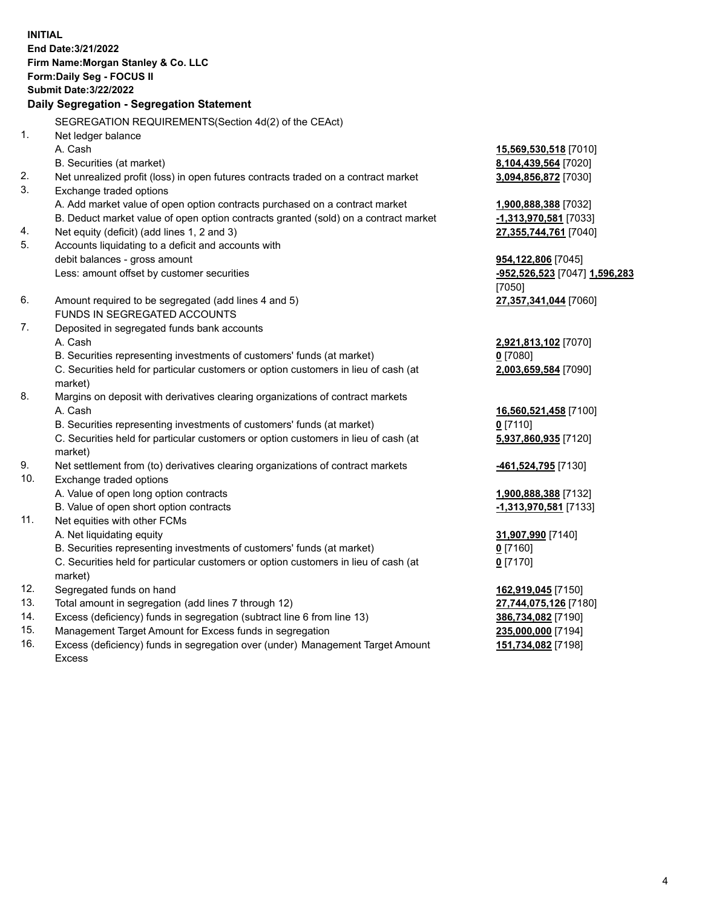**INITIAL**
**End Date:3/21/2022**
**Firm Name:Morgan Stanley & Co. LLC**
**Form:Daily Seg - FOCUS II**
**Submit Date:3/22/2022**

### Daily Segregation - Segregation Statement

SEGREGATION REQUIREMENTS(Section 4d(2) of the CEAct)

| | | |
|---|---|---|
| 1. | Net ledger balance | |
| | A. Cash | **15,569,530,518** [7010] |
| | B. Securities (at market) | **8,104,439,564** [7020] |
| 2. | Net unrealized profit (loss) in open futures contracts traded on a contract market | **3,094,856,872** [7030] |
| 3. | Exchange traded options | |
| | A. Add market value of open option contracts purchased on a contract market | **1,900,888,388** [7032] |
| | B. Deduct market value of open option contracts granted (sold) on a contract market | **-1,313,970,581** [7033] |
| 4. | Net equity (deficit) (add lines 1, 2 and 3) | **27,355,744,761** [7040] |
| 5. | Accounts liquidating to a deficit and accounts with debit balances - gross amount | **954,122,806** [7045] |
| | Less: amount offset by customer securities | **-952,526,523** [7047] **1,596,283** [7050] |
| 6. | Amount required to be segregated (add lines 4 and 5) | **27,357,341,044** [7060] |
| | FUNDS IN SEGREGATED ACCOUNTS | |
| 7. | Deposited in segregated funds bank accounts | |
| | A. Cash | **2,921,813,102** [7070] |
| | B. Securities representing investments of customers' funds (at market) | **0** [7080] |
| | C. Securities held for particular customers or option customers in lieu of cash (at market) | **2,003,659,584** [7090] |
| 8. | Margins on deposit with derivatives clearing organizations of contract markets | |
| | A. Cash | **16,560,521,458** [7100] |
| | B. Securities representing investments of customers' funds (at market) | **0** [7110] |
| | C. Securities held for particular customers or option customers in lieu of cash (at market) | **5,937,860,935** [7120] |
| 9. | Net settlement from (to) derivatives clearing organizations of contract markets | **-461,524,795** [7130] |
| 10. | Exchange traded options | |
| | A. Value of open long option contracts | **1,900,888,388** [7132] |
| | B. Value of open short option contracts | **-1,313,970,581** [7133] |
| 11. | Net equities with other FCMs | |
| | A. Net liquidating equity | **31,907,990** [7140] |
| | B. Securities representing investments of customers' funds (at market) | **0** [7160] |
| | C. Securities held for particular customers or option customers in lieu of cash (at market) | **0** [7170] |
| 12. | Segregated funds on hand | **162,919,045** [7150] |
| 13. | Total amount in segregation (add lines 7 through 12) | **27,744,075,126** [7180] |
| 14. | Excess (deficiency) funds in segregation (subtract line 6 from line 13) | **386,734,082** [7190] |
| 15. | Management Target Amount for Excess funds in segregation | **235,000,000** [7194] |
| 16. | Excess (deficiency) funds in segregation over (under) Management Target Amount Excess | **151,734,082** [7198] |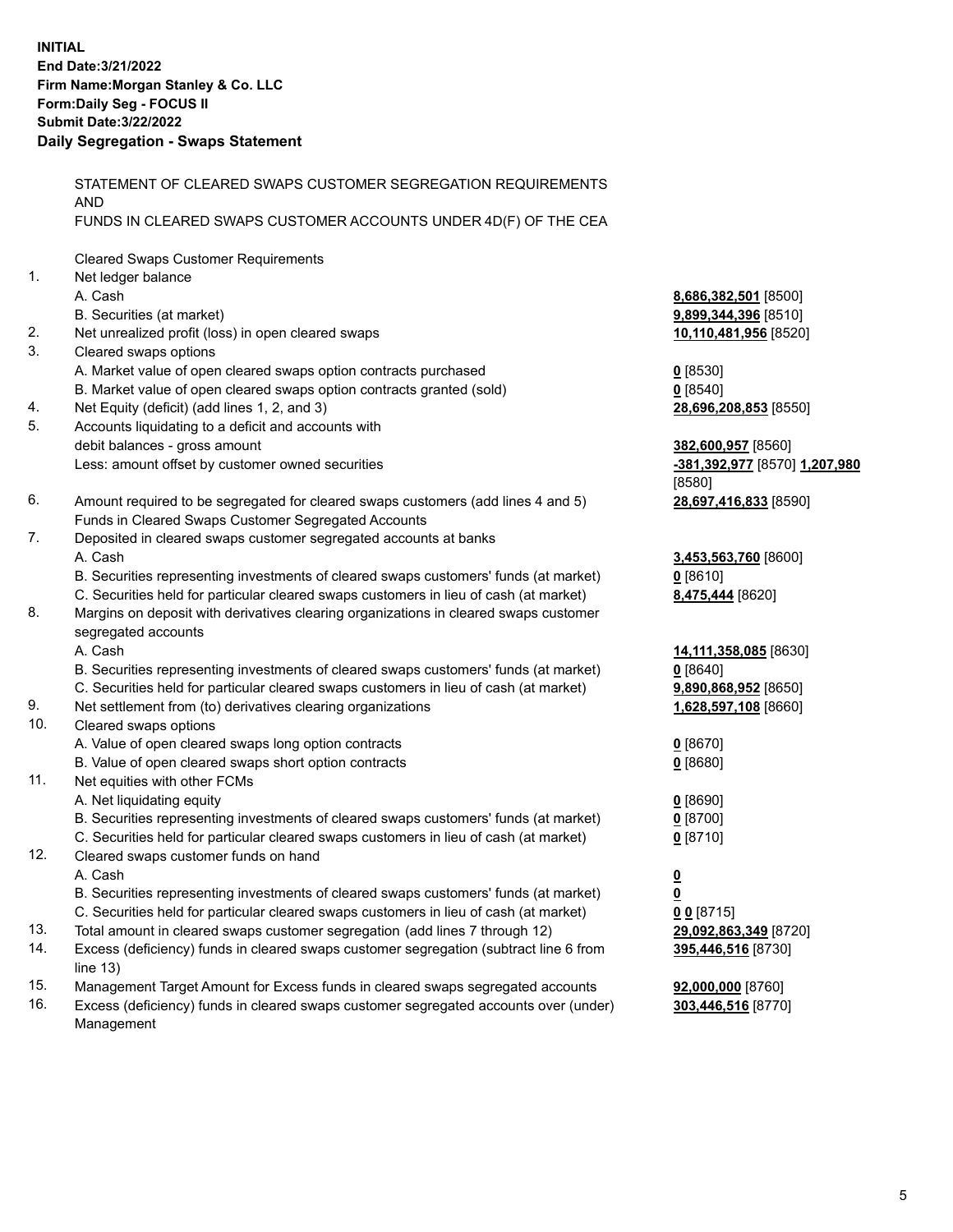**INITIAL**
**End Date:3/21/2022**
**Firm Name:Morgan Stanley & Co. LLC**
**Form:Daily Seg - FOCUS II**
**Submit Date:3/22/2022**
**Daily Segregation - Swaps Statement**

STATEMENT OF CLEARED SWAPS CUSTOMER SEGREGATION REQUIREMENTS AND FUNDS IN CLEARED SWAPS CUSTOMER ACCOUNTS UNDER 4D(F) OF THE CEA

| | | |
|---|---|---|
| | Cleared Swaps Customer Requirements | |
| 1. | Net ledger balance | |
| | A. Cash | **8,686,382,501** [8500] |
| | B. Securities (at market) | **9,899,344,396** [8510] |
| 2. | Net unrealized profit (loss) in open cleared swaps | **10,110,481,956** [8520] |
| 3. | Cleared swaps options | |
| | A. Market value of open cleared swaps option contracts purchased | **0** [8530] |
| | B. Market value of open cleared swaps option contracts granted (sold) | **0** [8540] |
| 4. | Net Equity (deficit) (add lines 1, 2, and 3) | **28,696,208,853** [8550] |
| 5. | Accounts liquidating to a deficit and accounts with debit balances - gross amount | **382,600,957** [8560] |
| | Less: amount offset by customer owned securities | **-381,392,977** [8570] **1,207,980** [8580] |
| 6. | Amount required to be segregated for cleared swaps customers (add lines 4 and 5) | **28,697,416,833** [8590] |
| | Funds in Cleared Swaps Customer Segregated Accounts | |
| 7. | Deposited in cleared swaps customer segregated accounts at banks | |
| | A. Cash | **3,453,563,760** [8600] |
| | B. Securities representing investments of cleared swaps customers' funds (at market) | **0** [8610] |
| | C. Securities held for particular cleared swaps customers in lieu of cash (at market) | **8,475,444** [8620] |
| 8. | Margins on deposit with derivatives clearing organizations in cleared swaps customer segregated accounts | |
| | A. Cash | **14,111,358,085** [8630] |
| | B. Securities representing investments of cleared swaps customers' funds (at market) | **0** [8640] |
| | C. Securities held for particular cleared swaps customers in lieu of cash (at market) | **9,890,868,952** [8650] |
| 9. | Net settlement from (to) derivatives clearing organizations | **1,628,597,108** [8660] |
| 10. | Cleared swaps options | |
| | A. Value of open cleared swaps long option contracts | **0** [8670] |
| | B. Value of open cleared swaps short option contracts | **0** [8680] |
| 11. | Net equities with other FCMs | |
| | A. Net liquidating equity | **0** [8690] |
| | B. Securities representing investments of cleared swaps customers' funds (at market) | **0** [8700] |
| | C. Securities held for particular cleared swaps customers in lieu of cash (at market) | **0** [8710] |
| 12. | Cleared swaps customer funds on hand | |
| | A. Cash | **0** |
| | B. Securities representing investments of cleared swaps customers' funds (at market) | **0** |
| | C. Securities held for particular cleared swaps customers in lieu of cash (at market) | **0** **0** [8715] |
| 13. | Total amount in cleared swaps customer segregation (add lines 7 through 12) | **29,092,863,349** [8720] |
| 14. | Excess (deficiency) funds in cleared swaps customer segregation (subtract line 6 from line 13) | **395,446,516** [8730] |
| 15. | Management Target Amount for Excess funds in cleared swaps segregated accounts | **92,000,000** [8760] |
| 16. | Excess (deficiency) funds in cleared swaps customer segregated accounts over (under) Management | **303,446,516** [8770] |